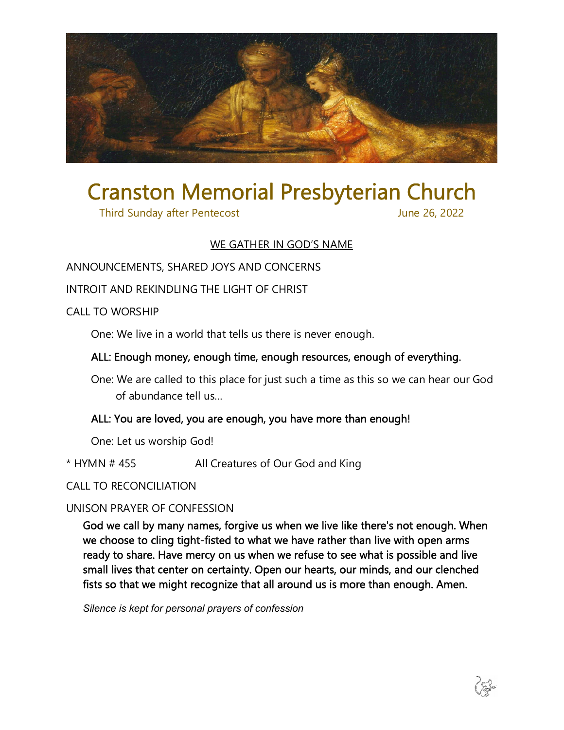# Cranston Memorial Presbyterian Church

Third Sunday after Pentecost June 26, 2022

## WE GATHER IN GOD'S NAME

ANNOUNCEMENTS, SHARED JOYS AND CONCERNS

INTROIT AND REKINDLING THE LIGHT OF CHRIST

CALL TO WORSHIP

One: We live in a world that tells us there is never enough.

**ALL: Enough money, enough time, enough resources, enough of everything.**

One: We are called to this place for just such a time as this so we can hear our God of abundance tell us…

**ALL: You are loved, you are enough, you have more than enough!**

One: Let us worship God!

\* HYMN # 455 All Creatures of Our God and King

CALL TO RECONCILIATION

UNISON PRAYER OF CONFESSION

**God we call by many names, forgive us when we live like there's not enough. When we choose to cling tight-fisted to what we have rather than live with open arms ready to share. Have mercy on us when we refuse to see what is possible and live small lives that center on certainty. Open our hearts, our minds, and our clenched fists so that we might recognize that all around us is more than enough. Amen.**

*Silence is kept for personal prayers of confession*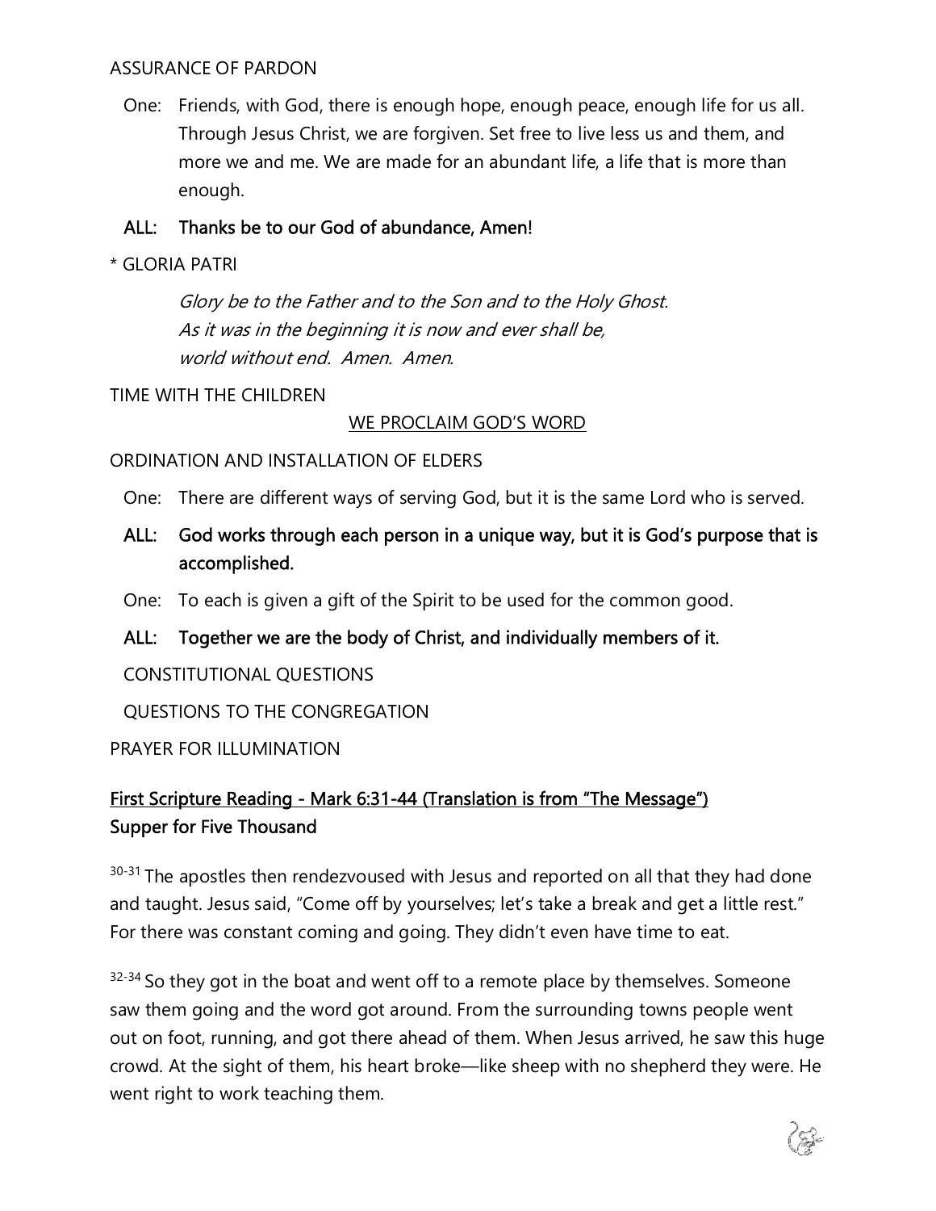ASSURANCE OF PARDON

One: Friends, with God, there is enough hope, enough peace, enough life for us all. Through Jesus Christ, we are forgiven. Set free to live less us and them, and more we and me. We are made for an abundant life, a life that is more than enough.

**ALL: Thanks be to our God of abundance, Amen!**

* GLORIA PATRI

*Glory be to the Father and to the Son and to the Holy Ghost.*
*As it was in the beginning it is now and ever shall be,*
*world without end. Amen. Amen.*

TIME WITH THE CHILDREN

WE PROCLAIM GOD'S WORD

ORDINATION AND INSTALLATION OF ELDERS

One: There are different ways of serving God, but it is the same Lord who is served.

**ALL: God works through each person in a unique way, but it is God's purpose that is accomplished.**

One: To each is given a gift of the Spirit to be used for the common good.

**ALL: Together we are the body of Christ, and individually members of it.**

CONSTITUTIONAL QUESTIONS

QUESTIONS TO THE CONGREGATION

PRAYER FOR ILLUMINATION

**First Scripture Reading - Mark 6:31-44 (Translation is from "The Message")**
**Supper for Five Thousand**

[30-31] The apostles then rendezvoused with Jesus and reported on all that they had done and taught. Jesus said, "Come off by yourselves; let's take a break and get a little rest." For there was constant coming and going. They didn't even have time to eat.

[32-34] So they got in the boat and went off to a remote place by themselves. Someone saw them going and the word got around. From the surrounding towns people went out on foot, running, and got there ahead of them. When Jesus arrived, he saw this huge crowd. At the sight of them, his heart broke—like sheep with no shepherd they were. He went right to work teaching them.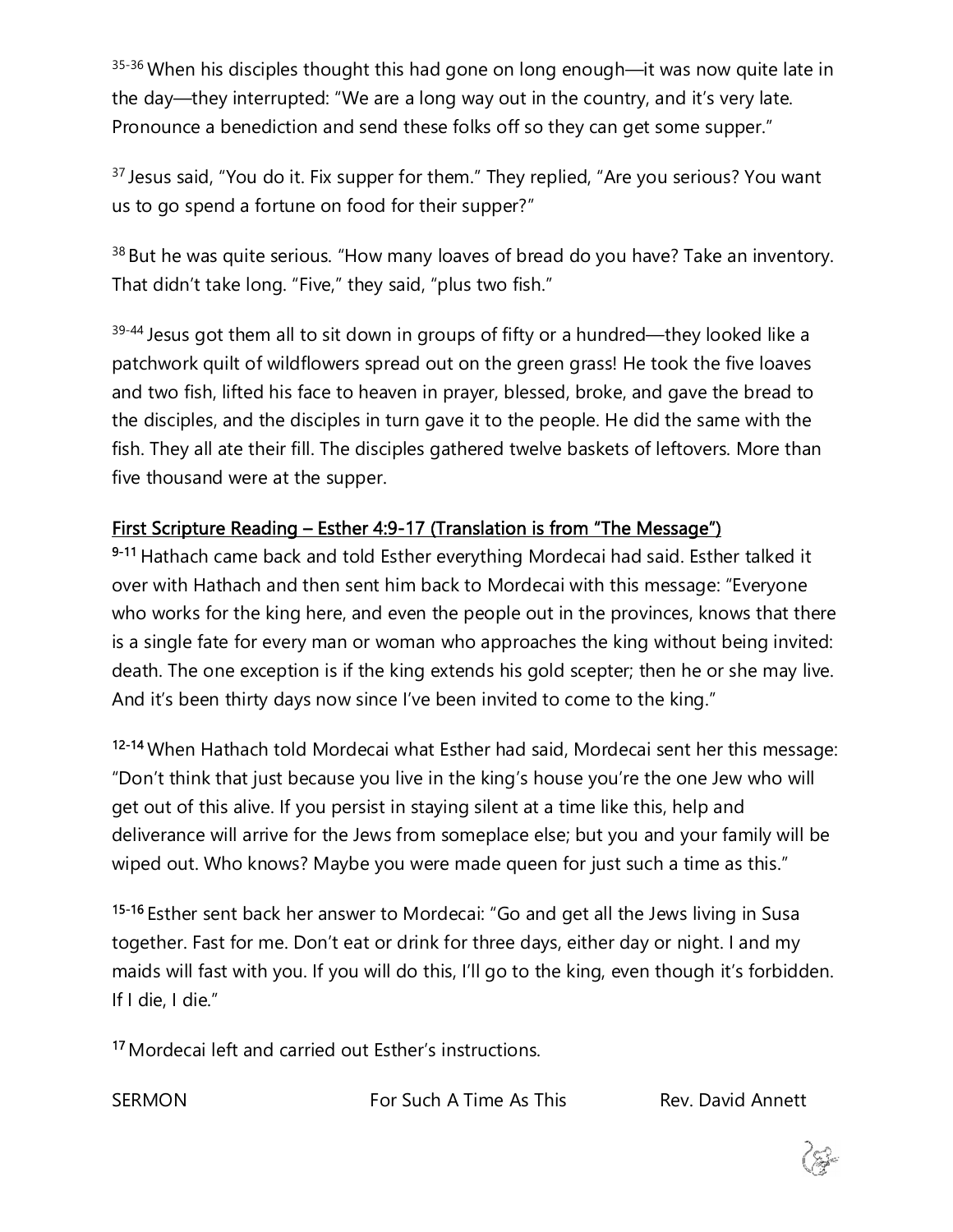[35-36] When his disciples thought this had gone on long enough—it was now quite late in the day—they interrupted: "We are a long way out in the country, and it's very late. Pronounce a benediction and send these folks off so they can get some supper."

[37] Jesus said, "You do it. Fix supper for them." They replied, "Are you serious? You want us to go spend a fortune on food for their supper?"

[38] But he was quite serious. "How many loaves of bread do you have? Take an inventory. That didn't take long. "Five," they said, "plus two fish."

[39-44] Jesus got them all to sit down in groups of fifty or a hundred—they looked like a patchwork quilt of wildflowers spread out on the green grass! He took the five loaves and two fish, lifted his face to heaven in prayer, blessed, broke, and gave the bread to the disciples, and the disciples in turn gave it to the people. He did the same with the fish. They all ate their fill. The disciples gathered twelve baskets of leftovers. More than five thousand were at the supper.

<u>First Scripture Reading – Esther 4:9-17 (Translation is from "The Message")</u>

**[9-11]** Hathach came back and told Esther everything Mordecai had said. Esther talked it over with Hathach and then sent him back to Mordecai with this message: "Everyone who works for the king here, and even the people out in the provinces, knows that there is a single fate for every man or woman who approaches the king without being invited: death. The one exception is if the king extends his gold scepter; then he or she may live. And it's been thirty days now since I've been invited to come to the king."

**[12-14]** When Hathach told Mordecai what Esther had said, Mordecai sent her this message: "Don't think that just because you live in the king's house you're the one Jew who will get out of this alive. If you persist in staying silent at a time like this, help and deliverance will arrive for the Jews from someplace else; but you and your family will be wiped out. Who knows? Maybe you were made queen for just such a time as this."

**[15-16]** Esther sent back her answer to Mordecai: "Go and get all the Jews living in Susa together. Fast for me. Don't eat or drink for three days, either day or night. I and my maids will fast with you. If you will do this, I'll go to the king, even though it's forbidden. If I die, I die."

**[17]** Mordecai left and carried out Esther's instructions.

SERMON For Such A Time As This Rev. David Annett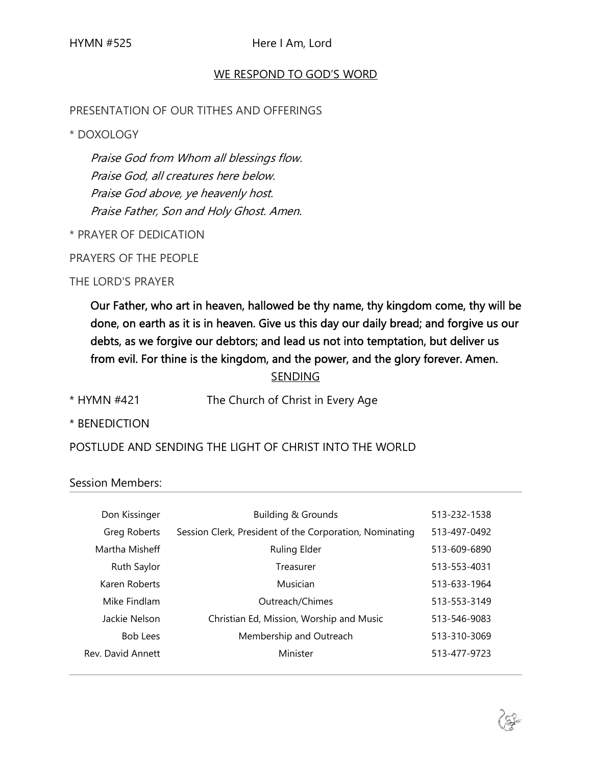HYMN #525 Here I Am, Lord

## WE RESPOND TO GOD'S WORD

PRESENTATION OF OUR TITHES AND OFFERINGS

* DOXOLOGY

*Praise God from Whom all blessings flow.*
*Praise God, all creatures here below.*
*Praise God above, ye heavenly host.*
*Praise Father, Son and Holy Ghost. Amen.*

* PRAYER OF DEDICATION

PRAYERS OF THE PEOPLE

THE LORD'S PRAYER

**Our Father, who art in heaven, hallowed be thy name, thy kingdom come, thy will be done, on earth as it is in heaven. Give us this day our daily bread; and forgive us our debts, as we forgive our debtors; and lead us not into temptation, but deliver us from evil. For thine is the kingdom, and the power, and the glory forever. Amen.**

## SENDING

* HYMN #421 The Church of Christ in Every Age

* BENEDICTION

POSTLUDE AND SENDING THE LIGHT OF CHRIST INTO THE WORLD

Session Members:

| | | |
|---|---|---|
| Don Kissinger | Building & Grounds | 513-232-1538 |
| Greg Roberts | Session Clerk, President of the Corporation, Nominating | 513-497-0492 |
| Martha Misheff | Ruling Elder | 513-609-6890 |
| Ruth Saylor | Treasurer | 513-553-4031 |
| Karen Roberts | Musician | 513-633-1964 |
| Mike Findlam | Outreach/Chimes | 513-553-3149 |
| Jackie Nelson | Christian Ed, Mission, Worship and Music | 513-546-9083 |
| Bob Lees | Membership and Outreach | 513-310-3069 |
| Rev. David Annett | Minister | 513-477-9723 |